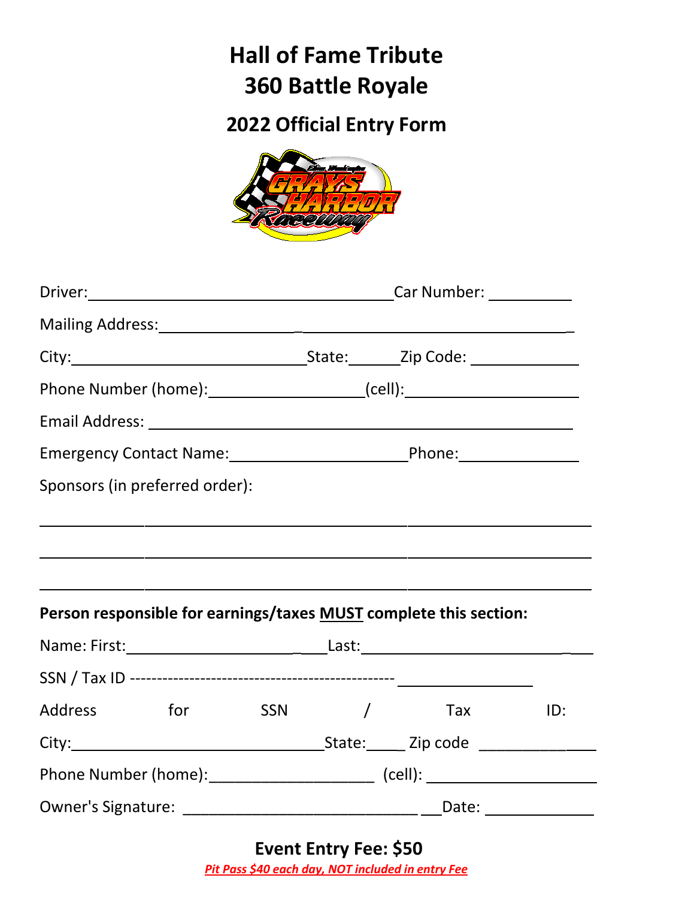# Hall of Fame Tribute
# 360 Battle Royale

## 2022 Official Entry Form

Driver:________________________________________Car Number: __________

Mailing Address:____________________________________________________

City:______________________________State:______Zip Code: _____________

Phone Number (home):__________________(cell):_____________________

Email Address: ____________________________________________________

Emergency Contact Name:_____________________Phone:______________

Sponsors (in preferred order):

______________________________________________________________________

______________________________________________________________________

______________________________________________________________________

**Person responsible for earnings/taxes MUST complete this section:**

Name: First:_______________________Last:_____________________________

SSN / Tax ID ------------------------------------------------ ________________

Address for SSN / Tax ID:

City:________________________________State:_____ Zip code _____________

Phone Number (home):____________________ (cell): _____________________

Owner's Signature: ______________________________Date: _____________

**Event Entry Fee: $50**

***Pit Pass $40 each day, NOT included in entry Fee***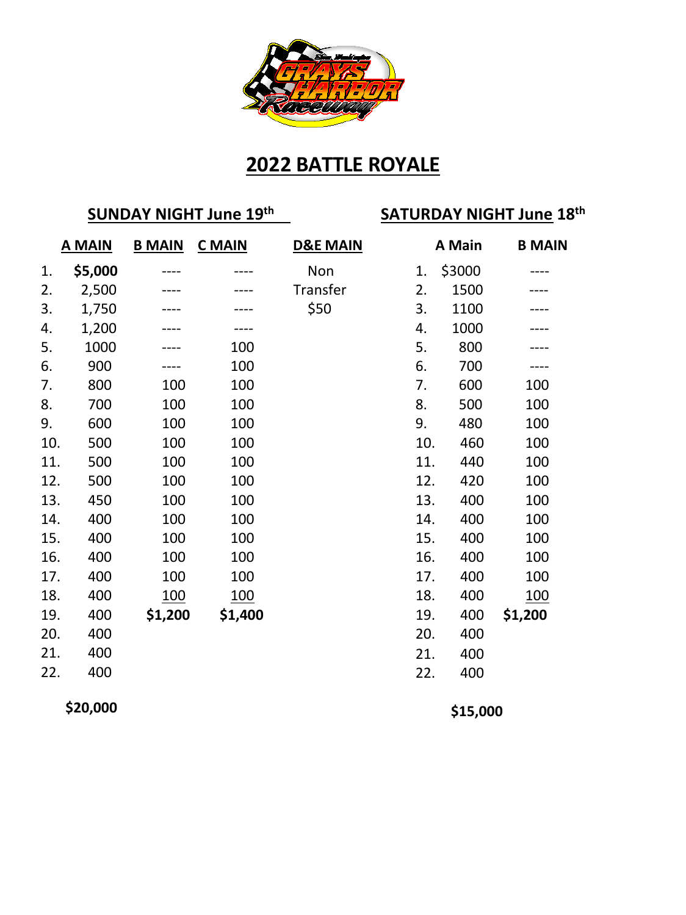# 2022 BATTLE ROYALE

## SUNDAY NIGHT June 19th

| | A MAIN | B MAIN | C MAIN | D&E MAIN |
|---|---|---|---|---|
| 1. | **$5,000** | ---- | ---- | Non |
| 2. | 2,500 | ---- | ---- | Transfer |
| 3. | 1,750 | ---- | ---- | $50 |
| 4. | 1,200 | ---- | ---- | |
| 5. | 1000 | ---- | 100 | |
| 6. | 900 | ---- | 100 | |
| 7. | 800 | 100 | 100 | |
| 8. | 700 | 100 | 100 | |
| 9. | 600 | 100 | 100 | |
| 10. | 500 | 100 | 100 | |
| 11. | 500 | 100 | 100 | |
| 12. | 500 | 100 | 100 | |
| 13. | 450 | 100 | 100 | |
| 14. | 400 | 100 | 100 | |
| 15. | 400 | 100 | 100 | |
| 16. | 400 | 100 | 100 | |
| 17. | 400 | 100 | 100 | |
| 18. | 400 | 100 | 100 | |
| 19. | 400 | **$1,200** | **$1,400** | |
| 20. | 400 | | | |
| 21. | 400 | | | |
| 22. | 400 | | | |
| | **$20,000** | | | |

## SATURDAY NIGHT June 18th

| | A Main | B MAIN |
|---|---|---|
| 1. | $3000 | ---- |
| 2. | 1500 | ---- |
| 3. | 1100 | ---- |
| 4. | 1000 | ---- |
| 5. | 800 | ---- |
| 6. | 700 | ---- |
| 7. | 600 | 100 |
| 8. | 500 | 100 |
| 9. | 480 | 100 |
| 10. | 460 | 100 |
| 11. | 440 | 100 |
| 12. | 420 | 100 |
| 13. | 400 | 100 |
| 14. | 400 | 100 |
| 15. | 400 | 100 |
| 16. | 400 | 100 |
| 17. | 400 | 100 |
| 18. | 400 | 100 |
| 19. | 400 | **$1,200** |
| 20. | 400 | |
| 21. | 400 | |
| 22. | 400 | |
| | **$15,000** | |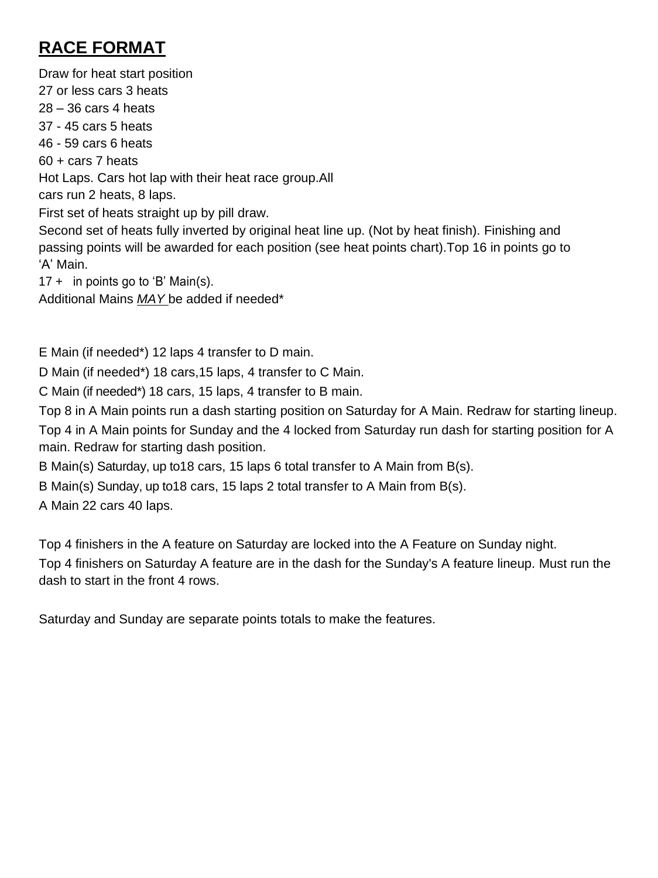## **RACE FORMAT**

Draw for heat start position
27 or less cars 3 heats
28 – 36 cars 4 heats
37 - 45 cars 5 heats
46 - 59 cars 6 heats
60 + cars 7 heats
Hot Laps. Cars hot lap with their heat race group.All
cars run 2 heats, 8 laps.
First set of heats straight up by pill draw.
Second set of heats fully inverted by original heat line up. (Not by heat finish). Finishing and passing points will be awarded for each position (see heat points chart).Top 16 in points go to 'A' Main.
17 + in points go to 'B' Main(s).
Additional Mains *MAY* be added if needed*

E Main (if needed*) 12 laps 4 transfer to D main.

D Main (if needed*) 18 cars,15 laps, 4 transfer to C Main.

C Main (if needed*) 18 cars, 15 laps, 4 transfer to B main.

Top 8 in A Main points run a dash starting position on Saturday for A Main. Redraw for starting lineup.

Top 4 in A Main points for Sunday and the 4 locked from Saturday run dash for starting position for A main. Redraw for starting dash position.

B Main(s) Saturday, up to18 cars, 15 laps 6 total transfer to A Main from B(s).

B Main(s) Sunday, up to18 cars, 15 laps 2 total transfer to A Main from B(s).

A Main 22 cars 40 laps.

Top 4 finishers in the A feature on Saturday are locked into the A Feature on Sunday night.

Top 4 finishers on Saturday A feature are in the dash for the Sunday's A feature lineup. Must run the dash to start in the front 4 rows.

Saturday and Sunday are separate points totals to make the features.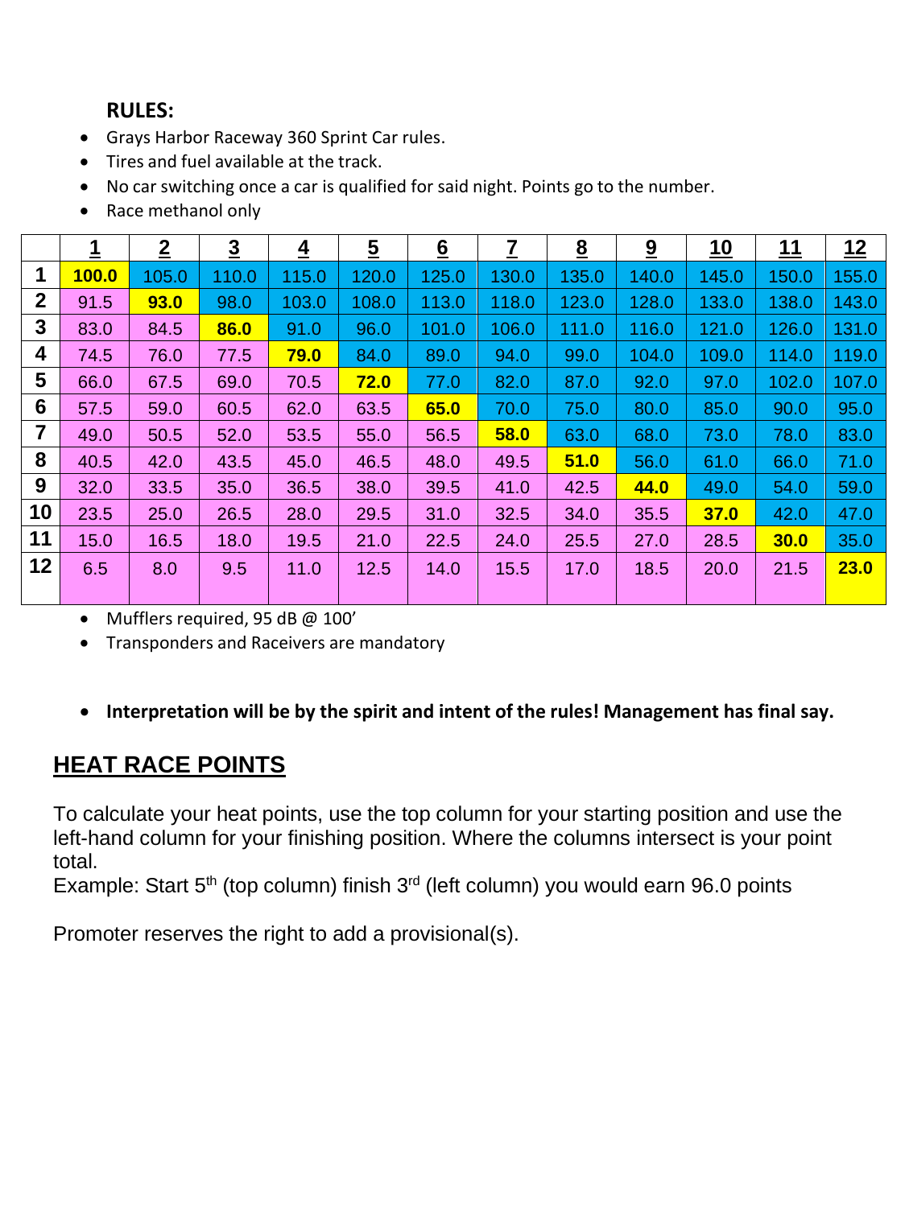**RULES:**

- Grays Harbor Raceway 360 Sprint Car rules.
- Tires and fuel available at the track.
- No car switching once a car is qualified for said night. Points go to the number.
- Race methanol only

| | 1 | 2 | 3 | 4 | 5 | 6 | 7 | 8 | 9 | 10 | 11 | 12 |
|---|---|---|---|---|---|---|---|---|---|---|---|---|
| **1** | **100.0** | 105.0 | 110.0 | 115.0 | 120.0 | 125.0 | 130.0 | 135.0 | 140.0 | 145.0 | 150.0 | 155.0 |
| **2** | 91.5 | **93.0** | 98.0 | 103.0 | 108.0 | 113.0 | 118.0 | 123.0 | 128.0 | 133.0 | 138.0 | 143.0 |
| **3** | 83.0 | 84.5 | **86.0** | 91.0 | 96.0 | 101.0 | 106.0 | 111.0 | 116.0 | 121.0 | 126.0 | 131.0 |
| **4** | 74.5 | 76.0 | 77.5 | **79.0** | 84.0 | 89.0 | 94.0 | 99.0 | 104.0 | 109.0 | 114.0 | 119.0 |
| **5** | 66.0 | 67.5 | 69.0 | 70.5 | **72.0** | 77.0 | 82.0 | 87.0 | 92.0 | 97.0 | 102.0 | 107.0 |
| **6** | 57.5 | 59.0 | 60.5 | 62.0 | 63.5 | **65.0** | 70.0 | 75.0 | 80.0 | 85.0 | 90.0 | 95.0 |
| **7** | 49.0 | 50.5 | 52.0 | 53.5 | 55.0 | 56.5 | **58.0** | 63.0 | 68.0 | 73.0 | 78.0 | 83.0 |
| **8** | 40.5 | 42.0 | 43.5 | 45.0 | 46.5 | 48.0 | 49.5 | **51.0** | 56.0 | 61.0 | 66.0 | 71.0 |
| **9** | 32.0 | 33.5 | 35.0 | 36.5 | 38.0 | 39.5 | 41.0 | 42.5 | **44.0** | 49.0 | 54.0 | 59.0 |
| **10** | 23.5 | 25.0 | 26.5 | 28.0 | 29.5 | 31.0 | 32.5 | 34.0 | 35.5 | **37.0** | 42.0 | 47.0 |
| **11** | 15.0 | 16.5 | 18.0 | 19.5 | 21.0 | 22.5 | 24.0 | 25.5 | 27.0 | 28.5 | **30.0** | 35.0 |
| **12** | 6.5 | 8.0 | 9.5 | 11.0 | 12.5 | 14.0 | 15.5 | 17.0 | 18.5 | 20.0 | 21.5 | **23.0** |

- Mufflers required, 95 dB @ 100'
- Transponders and Raceivers are mandatory

- **Interpretation will be by the spirit and intent of the rules! Management has final say.**

## HEAT RACE POINTS

To calculate your heat points, use the top column for your starting position and use the left-hand column for your finishing position. Where the columns intersect is your point total.
Example: Start 5th (top column) finish 3rd (left column) you would earn 96.0 points

Promoter reserves the right to add a provisional(s).